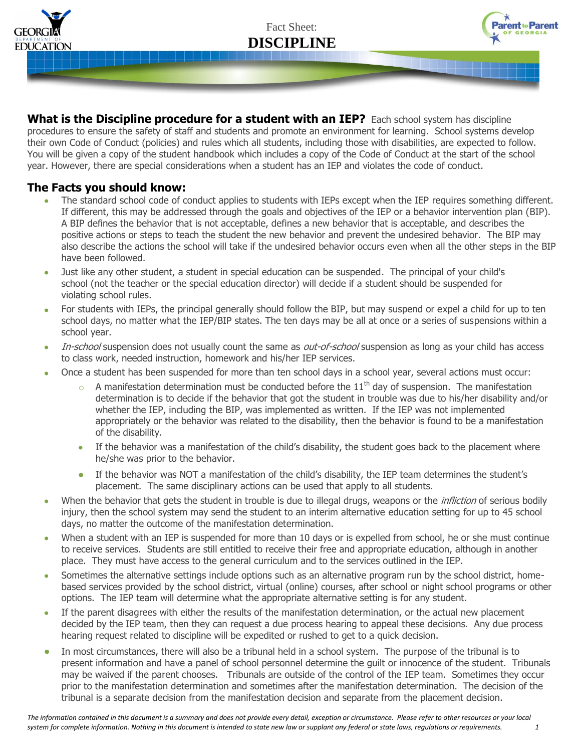Fact Sheet:

# DISCIPLINE

**What is the Discipline procedure for a student with an IEP?** Each school system has discipline procedures to ensure the safety of staff and students and promote an environment for learning. School systems develop their own Code of Conduct (policies) and rules which all students, including those with disabilities, are expected to follow. You will be given a copy of the student handbook which includes a copy of the Code of Conduct at the start of the school year. However, there are special considerations when a student has an IEP and violates the code of conduct.

## The Facts you should know:

- The standard school code of conduct applies to students with IEPs except when the IEP requires something different. If different, this may be addressed through the goals and objectives of the IEP or a behavior intervention plan (BIP). A BIP defines the behavior that is not acceptable, defines a new behavior that is acceptable, and describes the positive actions or steps to teach the student the new behavior and prevent the undesired behavior. The BIP may also describe the actions the school will take if the undesired behavior occurs even when all the other steps in the BIP have been followed.
- Just like any other student, a student in special education can be suspended. The principal of your child's school (not the teacher or the special education director) will decide if a student should be suspended for violating school rules.
- For students with IEPs, the principal generally should follow the BIP, but may suspend or expel a child for up to ten school days, no matter what the IEP/BIP states. The ten days may be all at once or a series of suspensions within a school year.
- *In-school* suspension does not usually count the same as *out-of-school* suspension as long as your child has access to class work, needed instruction, homework and his/her IEP services.
- Once a student has been suspended for more than ten school days in a school year, several actions must occur:
  - A manifestation determination must be conducted before the 11th day of suspension. The manifestation determination is to decide if the behavior that got the student in trouble was due to his/her disability and/or whether the IEP, including the BIP, was implemented as written. If the IEP was not implemented appropriately or the behavior was related to the disability, then the behavior is found to be a manifestation of the disability.
  - If the behavior was a manifestation of the child's disability, the student goes back to the placement where he/she was prior to the behavior.
  - If the behavior was NOT a manifestation of the child's disability, the IEP team determines the student's placement. The same disciplinary actions can be used that apply to all students.
- When the behavior that gets the student in trouble is due to illegal drugs, weapons or the *infliction* of serious bodily injury, then the school system may send the student to an interim alternative education setting for up to 45 school days, no matter the outcome of the manifestation determination.
- When a student with an IEP is suspended for more than 10 days or is expelled from school, he or she must continue to receive services. Students are still entitled to receive their free and appropriate education, although in another place. They must have access to the general curriculum and to the services outlined in the IEP.
- Sometimes the alternative settings include options such as an alternative program run by the school district, home-based services provided by the school district, virtual (online) courses, after school or night school programs or other options. The IEP team will determine what the appropriate alternative setting is for any student.
- If the parent disagrees with either the results of the manifestation determination, or the actual new placement decided by the IEP team, then they can request a due process hearing to appeal these decisions. Any due process hearing request related to discipline will be expedited or rushed to get to a quick decision.
- In most circumstances, there will also be a tribunal held in a school system. The purpose of the tribunal is to present information and have a panel of school personnel determine the guilt or innocence of the student. Tribunals may be waived if the parent chooses. Tribunals are outside of the control of the IEP team. Sometimes they occur prior to the manifestation determination and sometimes after the manifestation determination. The decision of the tribunal is a separate decision from the manifestation decision and separate from the placement decision.

*The information contained in this document is a summary and does not provide every detail, exception or circumstance. Please refer to other resources or your local system for complete information. Nothing in this document is intended to state new law or supplant any federal or state laws, regulations or requirements.*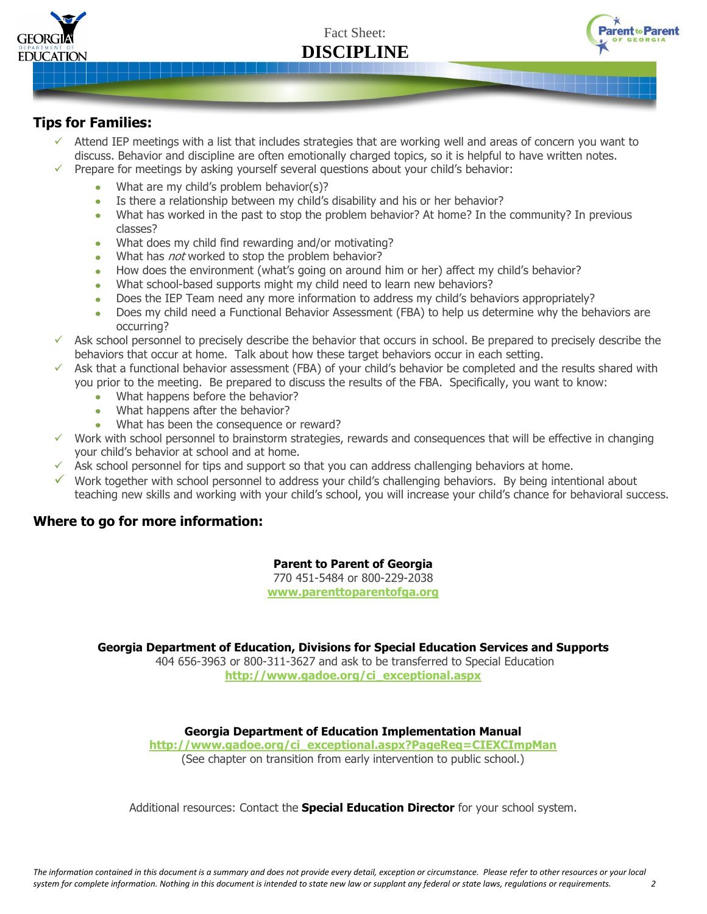Fact Sheet:

# DISCIPLINE

## Tips for Families:

- ✓ Attend IEP meetings with a list that includes strategies that are working well and areas of concern you want to discuss. Behavior and discipline are often emotionally charged topics, so it is helpful to have written notes.
- ✓ Prepare for meetings by asking yourself several questions about your child's behavior:
  - What are my child's problem behavior(s)?
  - Is there a relationship between my child's disability and his or her behavior?
  - What has worked in the past to stop the problem behavior? At home? In the community? In previous classes?
  - What does my child find rewarding and/or motivating?
  - What has *not* worked to stop the problem behavior?
  - How does the environment (what's going on around him or her) affect my child's behavior?
  - What school-based supports might my child need to learn new behaviors?
  - Does the IEP Team need any more information to address my child's behaviors appropriately?
  - Does my child need a Functional Behavior Assessment (FBA) to help us determine why the behaviors are occurring?
- ✓ Ask school personnel to precisely describe the behavior that occurs in school. Be prepared to precisely describe the behaviors that occur at home. Talk about how these target behaviors occur in each setting.
- ✓ Ask that a functional behavior assessment (FBA) of your child's behavior be completed and the results shared with you prior to the meeting. Be prepared to discuss the results of the FBA. Specifically, you want to know:
  - What happens before the behavior?
  - What happens after the behavior?
  - What has been the consequence or reward?
- ✓ Work with school personnel to brainstorm strategies, rewards and consequences that will be effective in changing your child's behavior at school and at home.
- ✓ Ask school personnel for tips and support so that you can address challenging behaviors at home.
- ✓ Work together with school personnel to address your child's challenging behaviors. By being intentional about teaching new skills and working with your child's school, you will increase your child's chance for behavioral success.

## Where to go for more information:

**Parent to Parent of Georgia**
770 451-5484 or 800-229-2038
www.parenttoparentofga.org

**Georgia Department of Education, Divisions for Special Education Services and Supports**
404 656-3963 or 800-311-3627 and ask to be transferred to Special Education
http://www.gadoe.org/ci_exceptional.aspx

**Georgia Department of Education Implementation Manual**
http://www.gadoe.org/ci_exceptional.aspx?PageReq=CIEXCImpMan
(See chapter on transition from early intervention to public school.)

Additional resources: Contact the **Special Education Director** for your school system.

*The information contained in this document is a summary and does not provide every detail, exception or circumstance. Please refer to other resources or your local system for complete information. Nothing in this document is intended to state new law or supplant any federal or state laws, regulations or requirements.*